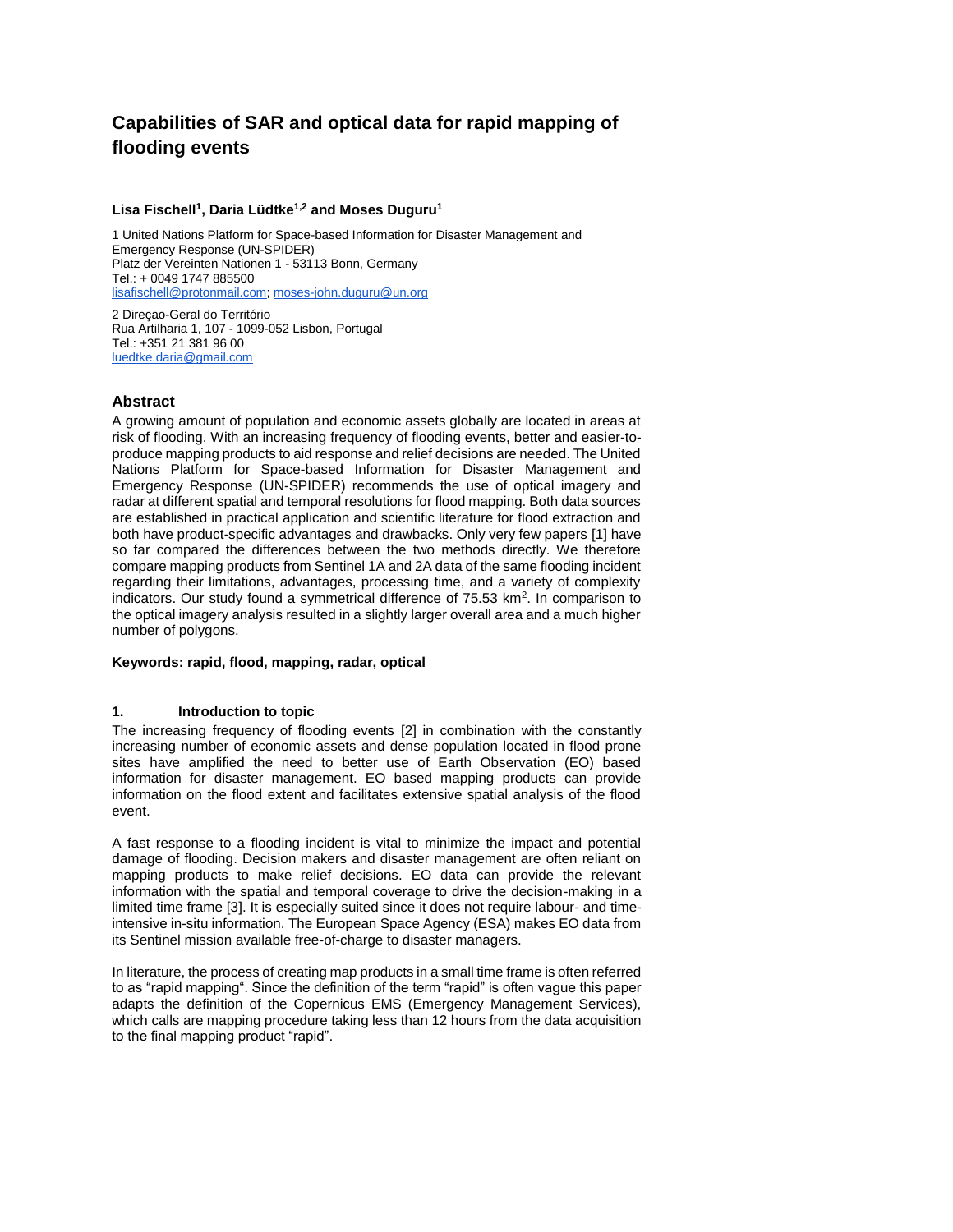# Capabilities of SAR and optical data for rapid mapping of flooding events

**Lisa Fischell[1], Daria Lüdtke[1,2] and Moses Duguru[1]**

1 United Nations Platform for Space-based Information for Disaster Management and Emergency Response (UN-SPIDER)
Platz der Vereinten Nationen 1 - 53113 Bonn, Germany
Tel.: + 0049 1747 885500
lisafischell@protonmail.com; moses-john.duguru@un.org

2 Direçao-Geral do Território
Rua Artilharia 1, 107 - 1099-052 Lisbon, Portugal
Tel.: +351 21 381 96 00
luedtke.daria@gmail.com

## Abstract

A growing amount of population and economic assets globally are located in areas at risk of flooding. With an increasing frequency of flooding events, better and easier-to-produce mapping products to aid response and relief decisions are needed. The United Nations Platform for Space-based Information for Disaster Management and Emergency Response (UN-SPIDER) recommends the use of optical imagery and radar at different spatial and temporal resolutions for flood mapping. Both data sources are established in practical application and scientific literature for flood extraction and both have product-specific advantages and drawbacks. Only very few papers [1] have so far compared the differences between the two methods directly. We therefore compare mapping products from Sentinel 1A and 2A data of the same flooding incident regarding their limitations, advantages, processing time, and a variety of complexity indicators. Our study found a symmetrical difference of 75.53 km$^2$. In comparison to the optical imagery analysis resulted in a slightly larger overall area and a much higher number of polygons.

**Keywords: rapid, flood, mapping, radar, optical**

### 1. Introduction to topic

The increasing frequency of flooding events [2] in combination with the constantly increasing number of economic assets and dense population located in flood prone sites have amplified the need to better use of Earth Observation (EO) based information for disaster management. EO based mapping products can provide information on the flood extent and facilitates extensive spatial analysis of the flood event.

A fast response to a flooding incident is vital to minimize the impact and potential damage of flooding. Decision makers and disaster management are often reliant on mapping products to make relief decisions. EO data can provide the relevant information with the spatial and temporal coverage to drive the decision-making in a limited time frame [3]. It is especially suited since it does not require labour- and time-intensive in-situ information. The European Space Agency (ESA) makes EO data from its Sentinel mission available free-of-charge to disaster managers.

In literature, the process of creating map products in a small time frame is often referred to as "rapid mapping". Since the definition of the term "rapid" is often vague this paper adapts the definition of the Copernicus EMS (Emergency Management Services), which calls are mapping procedure taking less than 12 hours from the data acquisition to the final mapping product "rapid".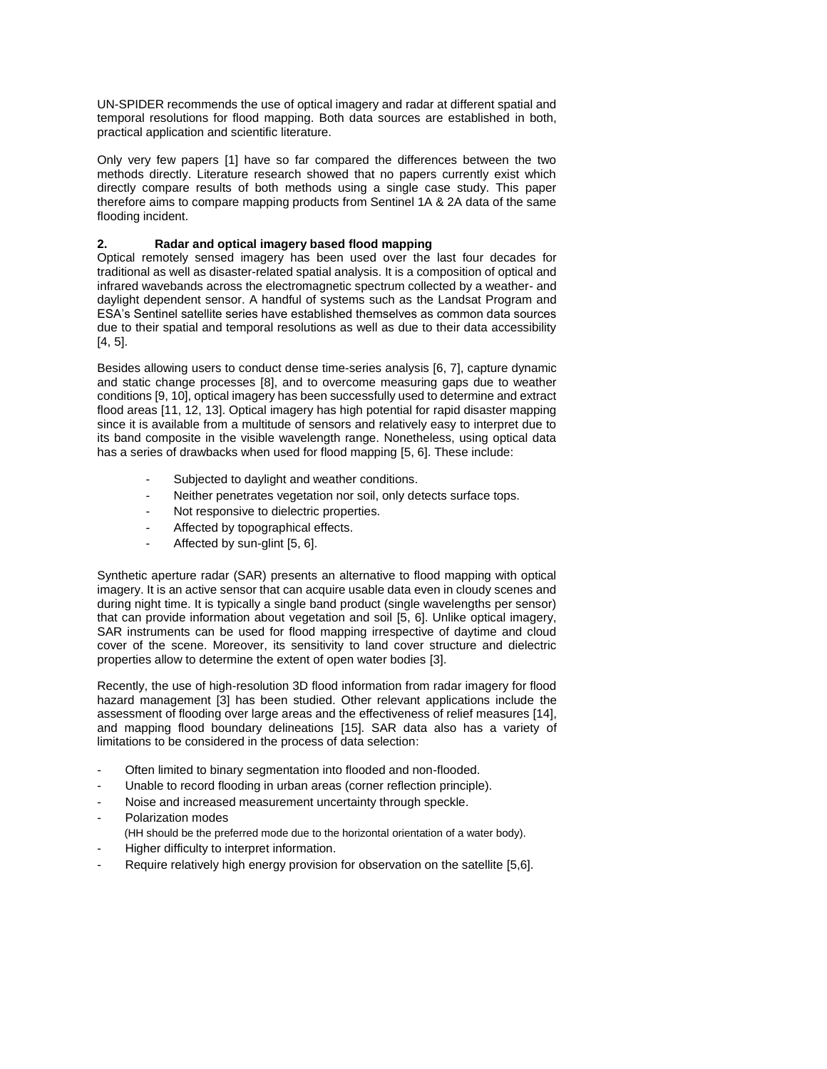UN-SPIDER recommends the use of optical imagery and radar at different spatial and temporal resolutions for flood mapping. Both data sources are established in both, practical application and scientific literature.

Only very few papers [1] have so far compared the differences between the two methods directly. Literature research showed that no papers currently exist which directly compare results of both methods using a single case study. This paper therefore aims to compare mapping products from Sentinel 1A & 2A data of the same flooding incident.

## 2. Radar and optical imagery based flood mapping

Optical remotely sensed imagery has been used over the last four decades for traditional as well as disaster-related spatial analysis. It is a composition of optical and infrared wavebands across the electromagnetic spectrum collected by a weather- and daylight dependent sensor. A handful of systems such as the Landsat Program and ESA's Sentinel satellite series have established themselves as common data sources due to their spatial and temporal resolutions as well as due to their data accessibility [4, 5].

Besides allowing users to conduct dense time-series analysis [6, 7], capture dynamic and static change processes [8], and to overcome measuring gaps due to weather conditions [9, 10], optical imagery has been successfully used to determine and extract flood areas [11, 12, 13]. Optical imagery has high potential for rapid disaster mapping since it is available from a multitude of sensors and relatively easy to interpret due to its band composite in the visible wavelength range. Nonetheless, using optical data has a series of drawbacks when used for flood mapping [5, 6]. These include:

- Subjected to daylight and weather conditions.
- Neither penetrates vegetation nor soil, only detects surface tops.
- Not responsive to dielectric properties.
- Affected by topographical effects.
- Affected by sun-glint [5, 6].

Synthetic aperture radar (SAR) presents an alternative to flood mapping with optical imagery. It is an active sensor that can acquire usable data even in cloudy scenes and during night time. It is typically a single band product (single wavelengths per sensor) that can provide information about vegetation and soil [5, 6]. Unlike optical imagery, SAR instruments can be used for flood mapping irrespective of daytime and cloud cover of the scene. Moreover, its sensitivity to land cover structure and dielectric properties allow to determine the extent of open water bodies [3].

Recently, the use of high-resolution 3D flood information from radar imagery for flood hazard management [3] has been studied. Other relevant applications include the assessment of flooding over large areas and the effectiveness of relief measures [14], and mapping flood boundary delineations [15]. SAR data also has a variety of limitations to be considered in the process of data selection:

- Often limited to binary segmentation into flooded and non-flooded.
- Unable to record flooding in urban areas (corner reflection principle).
- Noise and increased measurement uncertainty through speckle.
- Polarization modes
  (HH should be the preferred mode due to the horizontal orientation of a water body).
- Higher difficulty to interpret information.
- Require relatively high energy provision for observation on the satellite [5,6].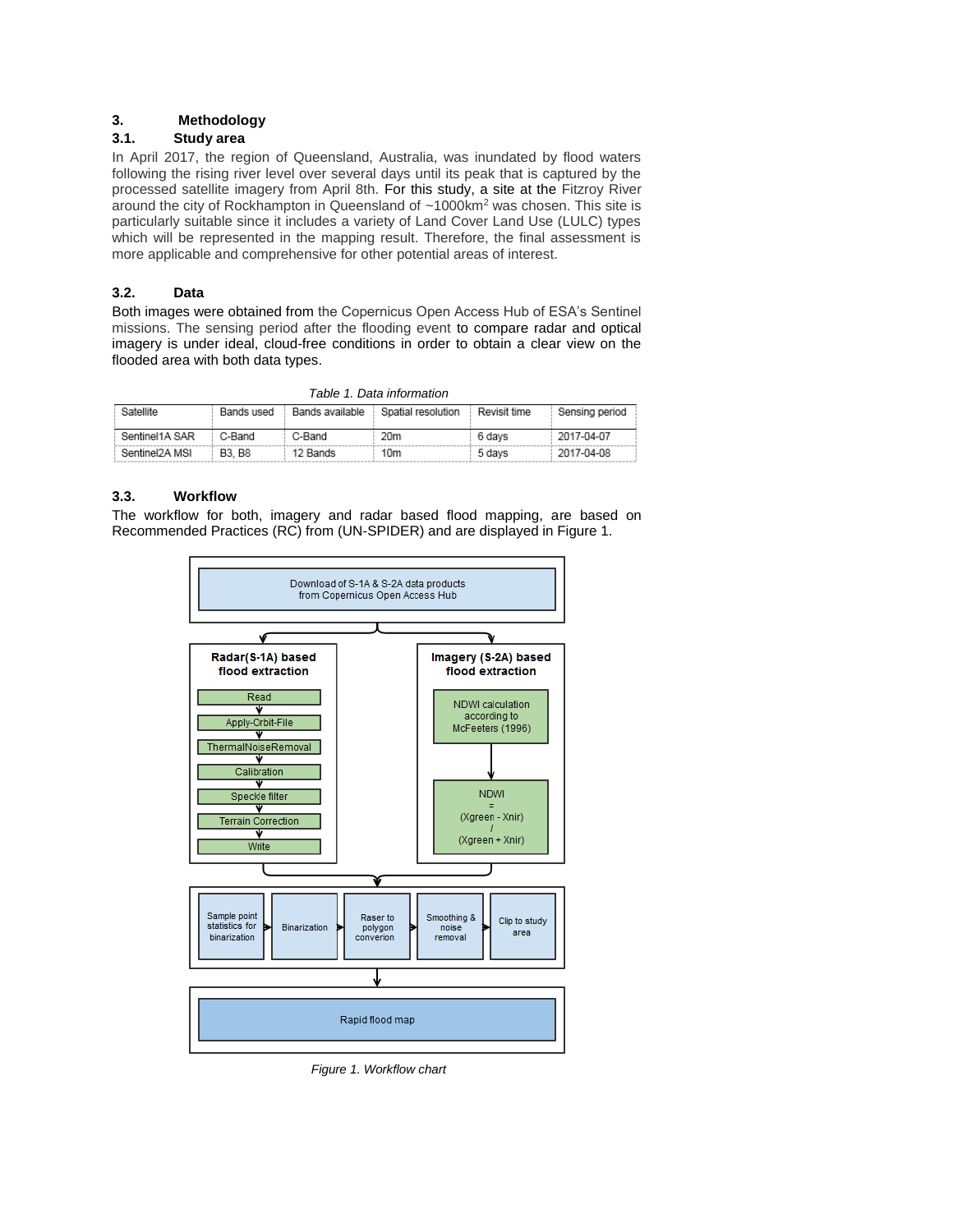# 3. Methodology

## 3.1. Study area

In April 2017, the region of Queensland, Australia, was inundated by flood waters following the rising river level over several days until its peak that is captured by the processed satellite imagery from April 8th. For this study, a site at the Fitzroy River around the city of Rockhampton in Queensland of ~1000km$^2$ was chosen. This site is particularly suitable since it includes a variety of Land Cover Land Use (LULC) types which will be represented in the mapping result. Therefore, the final assessment is more applicable and comprehensive for other potential areas of interest.

## 3.2. Data

Both images were obtained from the Copernicus Open Access Hub of ESA's Sentinel missions. The sensing period after the flooding event to compare radar and optical imagery is under ideal, cloud-free conditions in order to obtain a clear view on the flooded area with both data types.

*Table 1. Data information*

| Satellite | Bands used | Bands available | Spatial resolution | Revisit time | Sensing period |
|---|---|---|---|---|---|
| Sentinel1A SAR | C-Band | C-Band | 20m | 6 days | 2017-04-07 |
| Sentinel2A MSI | B3, B8 | 12 Bands | 10m | 5 days | 2017-04-08 |

## 3.3. Workflow

The workflow for both, imagery and radar based flood mapping, are based on Recommended Practices (RC) from (UN-SPIDER) and are displayed in Figure 1.

Download of S-1A & S-2A data products from Copernicus Open Access Hub

**Radar(S-1A) based flood extraction**: Read → Apply-Orbit-File → ThermalNoiseRemoval → Calibration → Speckle filter → Terrain Correction → Write

**Imagery (S-2A) based flood extraction**: NDWI calculation according to McFeeters (1996) → NDWI = (Xgreen - Xnir) / (Xgreen + Xnir)

Sample point statistics for binarization → Binarization → Raser to polygon convertion → Smoothing & noise removal → Clip to study area

Rapid flood map

*Figure 1. Workflow chart*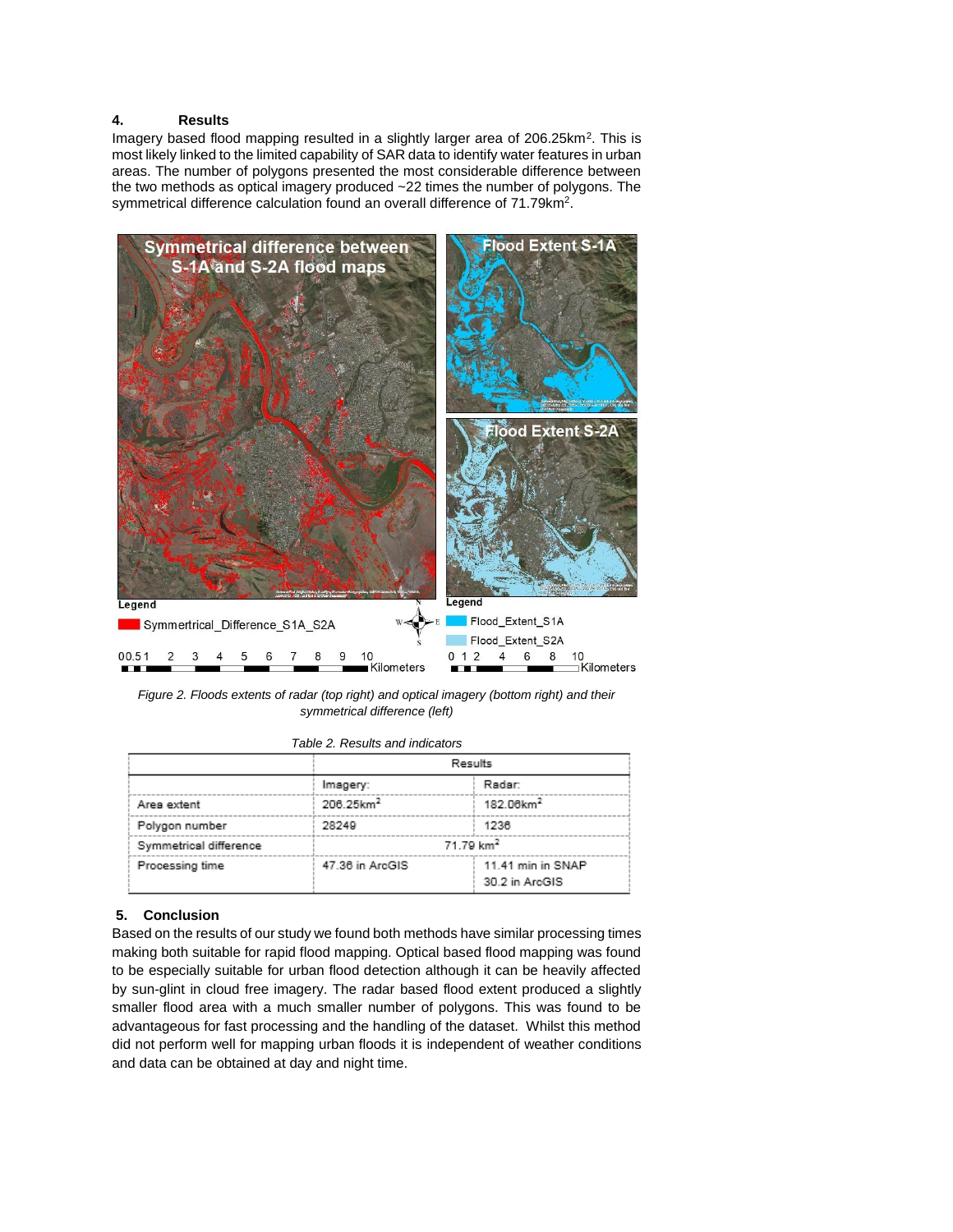## 4. Results

Imagery based flood mapping resulted in a slightly larger area of 206.25km². This is most likely linked to the limited capability of SAR data to identify water features in urban areas. The number of polygons presented the most considerable difference between the two methods as optical imagery produced ~22 times the number of polygons. The symmetrical difference calculation found an overall difference of 71.79km².

*Figure 2. Floods extents of radar (top right) and optical imagery (bottom right) and their symmetrical difference (left)*

*Table 2. Results and indicators*

| | Results | |
|---|---|---|
| | Imagery: | Radar: |
| Area extent | 206.25km² | 182.06km² |
| Polygon number | 28249 | 1236 |
| Symmetrical difference | 71.79 km² | |
| Processing time | 47.36 in ArcGIS | 11.41 min in SNAP<br>30.2 in ArcGIS |

## 5. Conclusion

Based on the results of our study we found both methods have similar processing times making both suitable for rapid flood mapping. Optical based flood mapping was found to be especially suitable for urban flood detection although it can be heavily affected by sun-glint in cloud free imagery. The radar based flood extent produced a slightly smaller flood area with a much smaller number of polygons. This was found to be advantageous for fast processing and the handling of the dataset. Whilst this method did not perform well for mapping urban floods it is independent of weather conditions and data can be obtained at day and night time.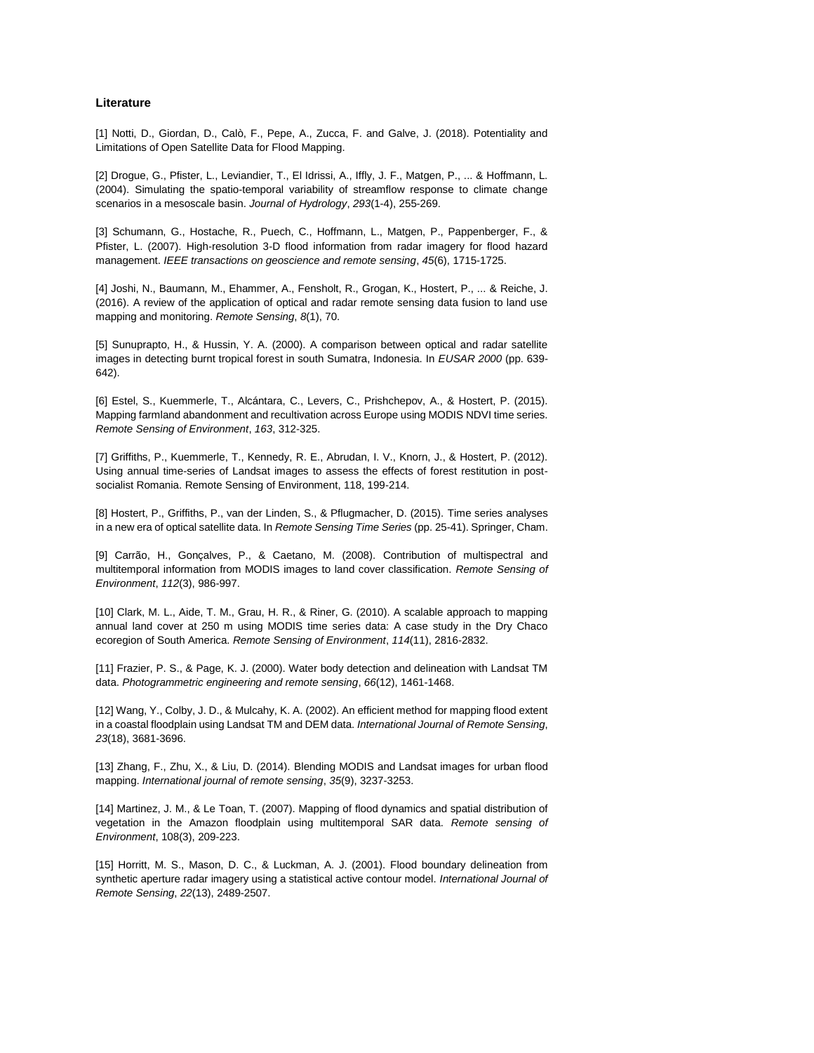**Literature**

[1] Notti, D., Giordan, D., Calò, F., Pepe, A., Zucca, F. and Galve, J. (2018). Potentiality and Limitations of Open Satellite Data for Flood Mapping.

[2] Drogue, G., Pfister, L., Leviandier, T., El Idrissi, A., Iffly, J. F., Matgen, P., ... & Hoffmann, L. (2004). Simulating the spatio-temporal variability of streamflow response to climate change scenarios in a mesoscale basin. *Journal of Hydrology*, *293*(1-4), 255-269.

[3] Schumann, G., Hostache, R., Puech, C., Hoffmann, L., Matgen, P., Pappenberger, F., & Pfister, L. (2007). High-resolution 3-D flood information from radar imagery for flood hazard management. *IEEE transactions on geoscience and remote sensing*, *45*(6), 1715-1725.

[4] Joshi, N., Baumann, M., Ehammer, A., Fensholt, R., Grogan, K., Hostert, P., ... & Reiche, J. (2016). A review of the application of optical and radar remote sensing data fusion to land use mapping and monitoring. *Remote Sensing*, *8*(1), 70.

[5] Sunuprapto, H., & Hussin, Y. A. (2000). A comparison between optical and radar satellite images in detecting burnt tropical forest in south Sumatra, Indonesia. In *EUSAR 2000* (pp. 639-642).

[6] Estel, S., Kuemmerle, T., Alcántara, C., Levers, C., Prishchepov, A., & Hostert, P. (2015). Mapping farmland abandonment and recultivation across Europe using MODIS NDVI time series. *Remote Sensing of Environment*, *163*, 312-325.

[7] Griffiths, P., Kuemmerle, T., Kennedy, R. E., Abrudan, I. V., Knorn, J., & Hostert, P. (2012). Using annual time-series of Landsat images to assess the effects of forest restitution in post-socialist Romania. Remote Sensing of Environment, 118, 199-214.

[8] Hostert, P., Griffiths, P., van der Linden, S., & Pflugmacher, D. (2015). Time series analyses in a new era of optical satellite data. In *Remote Sensing Time Series* (pp. 25-41). Springer, Cham.

[9] Carrão, H., Gonçalves, P., & Caetano, M. (2008). Contribution of multispectral and multitemporal information from MODIS images to land cover classification. *Remote Sensing of Environment*, *112*(3), 986-997.

[10] Clark, M. L., Aide, T. M., Grau, H. R., & Riner, G. (2010). A scalable approach to mapping annual land cover at 250 m using MODIS time series data: A case study in the Dry Chaco ecoregion of South America. *Remote Sensing of Environment*, *114*(11), 2816-2832.

[11] Frazier, P. S., & Page, K. J. (2000). Water body detection and delineation with Landsat TM data. *Photogrammetric engineering and remote sensing*, *66*(12), 1461-1468.

[12] Wang, Y., Colby, J. D., & Mulcahy, K. A. (2002). An efficient method for mapping flood extent in a coastal floodplain using Landsat TM and DEM data. *International Journal of Remote Sensing*, *23*(18), 3681-3696.

[13] Zhang, F., Zhu, X., & Liu, D. (2014). Blending MODIS and Landsat images for urban flood mapping. *International journal of remote sensing*, *35*(9), 3237-3253.

[14] Martinez, J. M., & Le Toan, T. (2007). Mapping of flood dynamics and spatial distribution of vegetation in the Amazon floodplain using multitemporal SAR data. *Remote sensing of Environment*, 108(3), 209-223.

[15] Horritt, M. S., Mason, D. C., & Luckman, A. J. (2001). Flood boundary delineation from synthetic aperture radar imagery using a statistical active contour model. *International Journal of Remote Sensing*, *22*(13), 2489-2507.